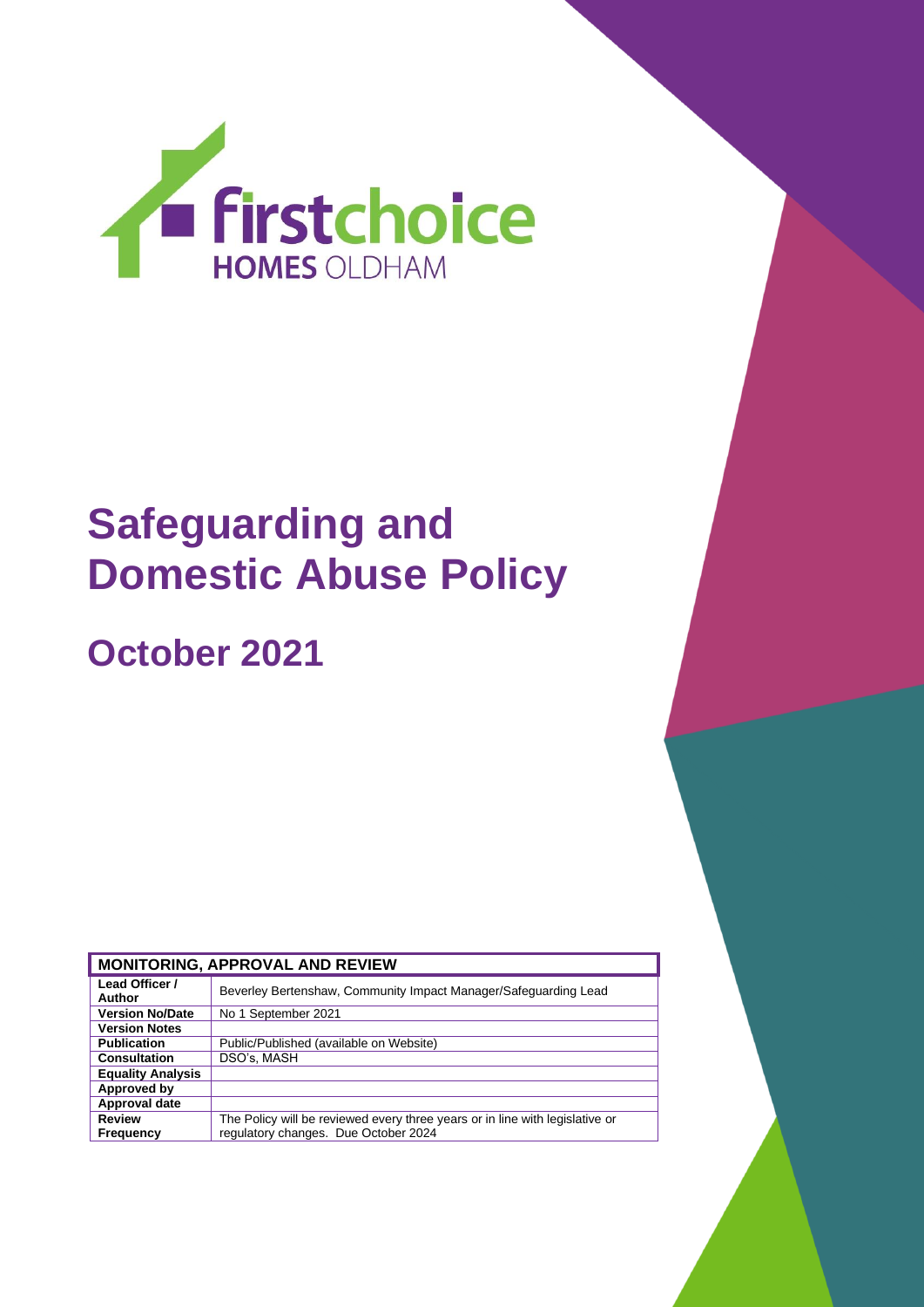firstchoice HOMES OLDHAM

# Safeguarding and Domestic Abuse Policy

## October 2021

| MONITORING, APPROVAL AND REVIEW | |
|---|---|
| **Lead Officer / Author** | Beverley Bertenshaw, Community Impact Manager/Safeguarding Lead |
| **Version No/Date** | No 1 September 2021 |
| **Version Notes** | |
| **Publication** | Public/Published (available on Website) |
| **Consultation** | DSO's, MASH |
| **Equality Analysis** | |
| **Approved by** | |
| **Approval date** | |
| **Review Frequency** | The Policy will be reviewed every three years or in line with legislative or regulatory changes. Due October 2024 |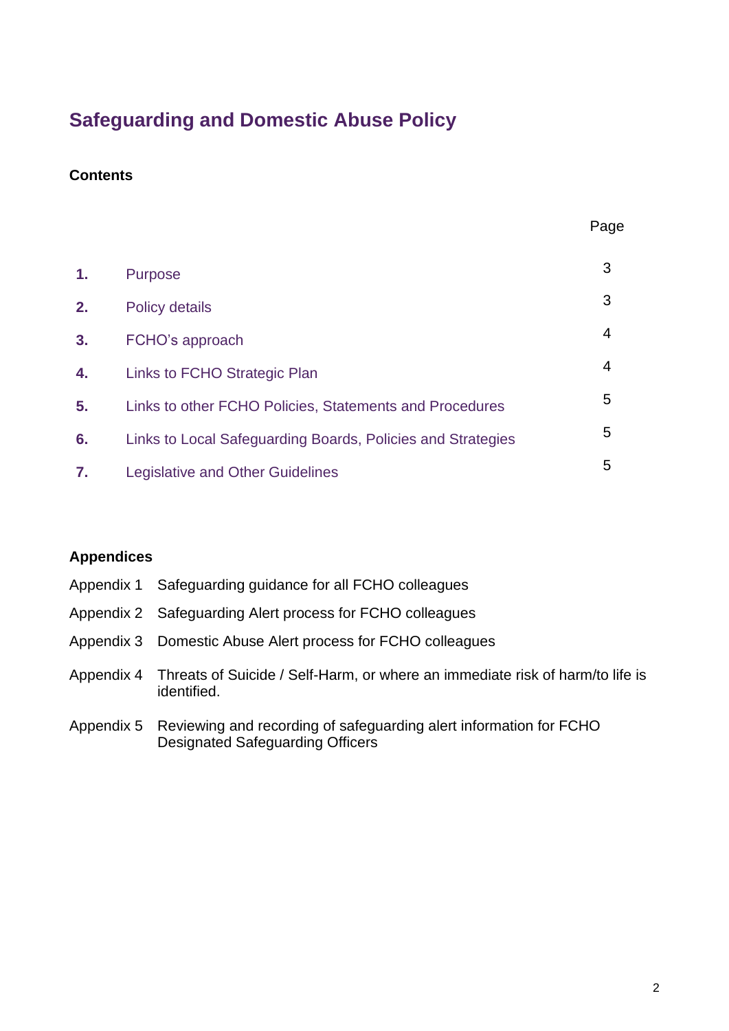# Safeguarding and Domestic Abuse Policy

**Contents**

| | | Page |
|---|---|---|
| **1.** | Purpose | 3 |
| **2.** | Policy details | 3 |
| **3.** | FCHO's approach | 4 |
| **4.** | Links to FCHO Strategic Plan | 4 |
| **5.** | Links to other FCHO Policies, Statements and Procedures | 5 |
| **6.** | Links to Local Safeguarding Boards, Policies and Strategies | 5 |
| **7.** | Legislative and Other Guidelines | 5 |

**Appendices**

| | |
|---|---|
| Appendix 1 | Safeguarding guidance for all FCHO colleagues |
| Appendix 2 | Safeguarding Alert process for FCHO colleagues |
| Appendix 3 | Domestic Abuse Alert process for FCHO colleagues |
| Appendix 4 | Threats of Suicide / Self-Harm, or where an immediate risk of harm/to life is identified. |
| Appendix 5 | Reviewing and recording of safeguarding alert information for FCHO Designated Safeguarding Officers |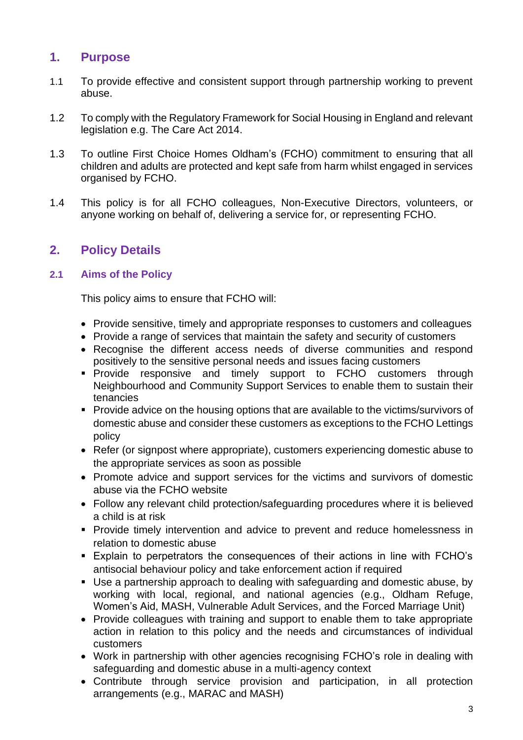## 1. Purpose

1.1 To provide effective and consistent support through partnership working to prevent abuse.

1.2 To comply with the Regulatory Framework for Social Housing in England and relevant legislation e.g. The Care Act 2014.

1.3 To outline First Choice Homes Oldham's (FCHO) commitment to ensuring that all children and adults are protected and kept safe from harm whilst engaged in services organised by FCHO.

1.4 This policy is for all FCHO colleagues, Non-Executive Directors, volunteers, or anyone working on behalf of, delivering a service for, or representing FCHO.

## 2. Policy Details

### 2.1 Aims of the Policy

This policy aims to ensure that FCHO will:

- Provide sensitive, timely and appropriate responses to customers and colleagues
- Provide a range of services that maintain the safety and security of customers
- Recognise the different access needs of diverse communities and respond positively to the sensitive personal needs and issues facing customers
- Provide responsive and timely support to FCHO customers through Neighbourhood and Community Support Services to enable them to sustain their tenancies
- Provide advice on the housing options that are available to the victims/survivors of domestic abuse and consider these customers as exceptions to the FCHO Lettings policy
- Refer (or signpost where appropriate), customers experiencing domestic abuse to the appropriate services as soon as possible
- Promote advice and support services for the victims and survivors of domestic abuse via the FCHO website
- Follow any relevant child protection/safeguarding procedures where it is believed a child is at risk
- Provide timely intervention and advice to prevent and reduce homelessness in relation to domestic abuse
- Explain to perpetrators the consequences of their actions in line with FCHO's antisocial behaviour policy and take enforcement action if required
- Use a partnership approach to dealing with safeguarding and domestic abuse, by working with local, regional, and national agencies (e.g., Oldham Refuge, Women's Aid, MASH, Vulnerable Adult Services, and the Forced Marriage Unit)
- Provide colleagues with training and support to enable them to take appropriate action in relation to this policy and the needs and circumstances of individual customers
- Work in partnership with other agencies recognising FCHO's role in dealing with safeguarding and domestic abuse in a multi-agency context
- Contribute through service provision and participation, in all protection arrangements (e.g., MARAC and MASH)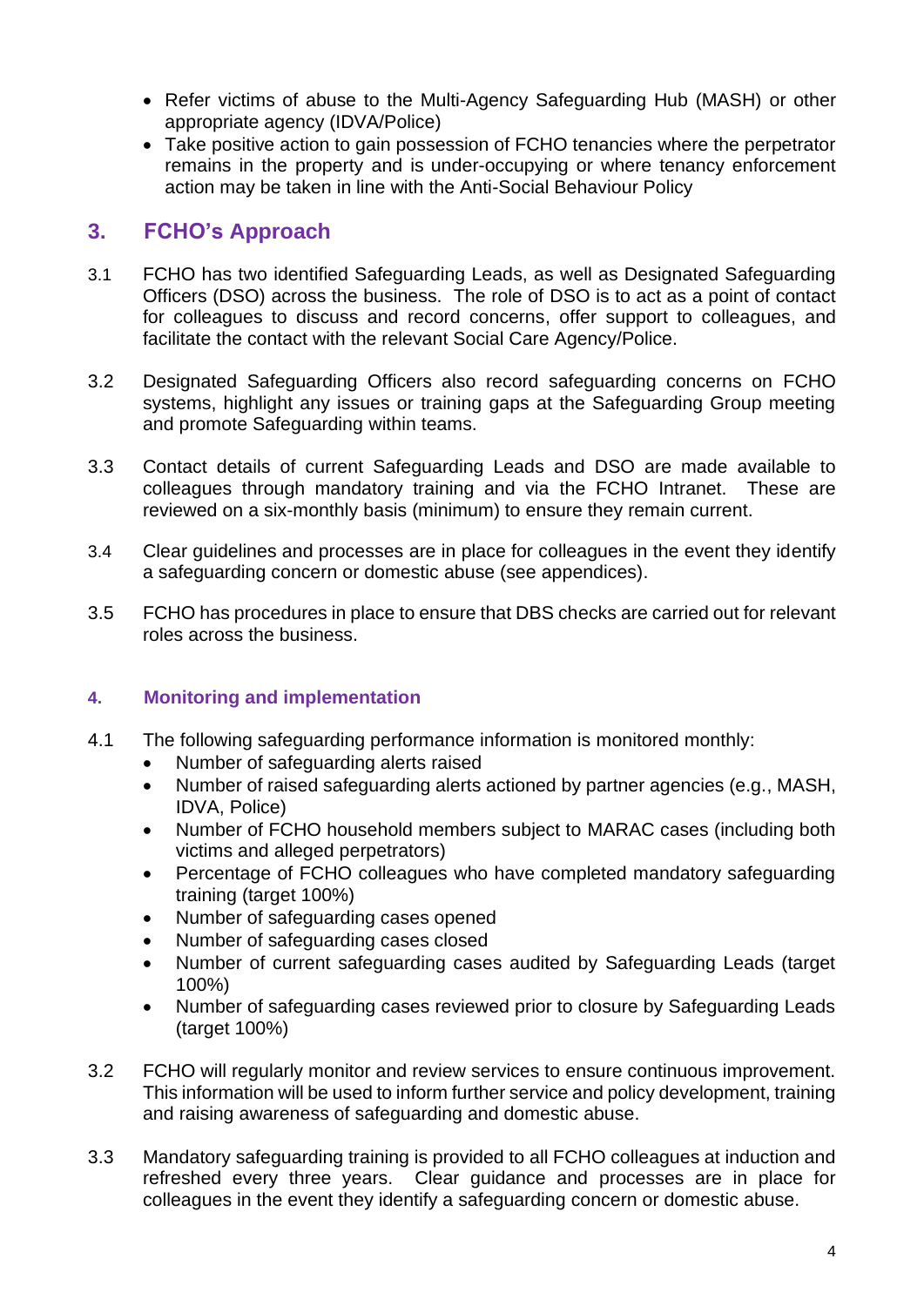- Refer victims of abuse to the Multi-Agency Safeguarding Hub (MASH) or other appropriate agency (IDVA/Police)
- Take positive action to gain possession of FCHO tenancies where the perpetrator remains in the property and is under-occupying or where tenancy enforcement action may be taken in line with the Anti-Social Behaviour Policy

## 3. FCHO's Approach

3.1 FCHO has two identified Safeguarding Leads, as well as Designated Safeguarding Officers (DSO) across the business. The role of DSO is to act as a point of contact for colleagues to discuss and record concerns, offer support to colleagues, and facilitate the contact with the relevant Social Care Agency/Police.

3.2 Designated Safeguarding Officers also record safeguarding concerns on FCHO systems, highlight any issues or training gaps at the Safeguarding Group meeting and promote Safeguarding within teams.

3.3 Contact details of current Safeguarding Leads and DSO are made available to colleagues through mandatory training and via the FCHO Intranet. These are reviewed on a six-monthly basis (minimum) to ensure they remain current.

3.4 Clear guidelines and processes are in place for colleagues in the event they identify a safeguarding concern or domestic abuse (see appendices).

3.5 FCHO has procedures in place to ensure that DBS checks are carried out for relevant roles across the business.

### 4. Monitoring and implementation

4.1 The following safeguarding performance information is monitored monthly:

- Number of safeguarding alerts raised
- Number of raised safeguarding alerts actioned by partner agencies (e.g., MASH, IDVA, Police)
- Number of FCHO household members subject to MARAC cases (including both victims and alleged perpetrators)
- Percentage of FCHO colleagues who have completed mandatory safeguarding training (target 100%)
- Number of safeguarding cases opened
- Number of safeguarding cases closed
- Number of current safeguarding cases audited by Safeguarding Leads (target 100%)
- Number of safeguarding cases reviewed prior to closure by Safeguarding Leads (target 100%)

3.2 FCHO will regularly monitor and review services to ensure continuous improvement. This information will be used to inform further service and policy development, training and raising awareness of safeguarding and domestic abuse.

3.3 Mandatory safeguarding training is provided to all FCHO colleagues at induction and refreshed every three years. Clear guidance and processes are in place for colleagues in the event they identify a safeguarding concern or domestic abuse.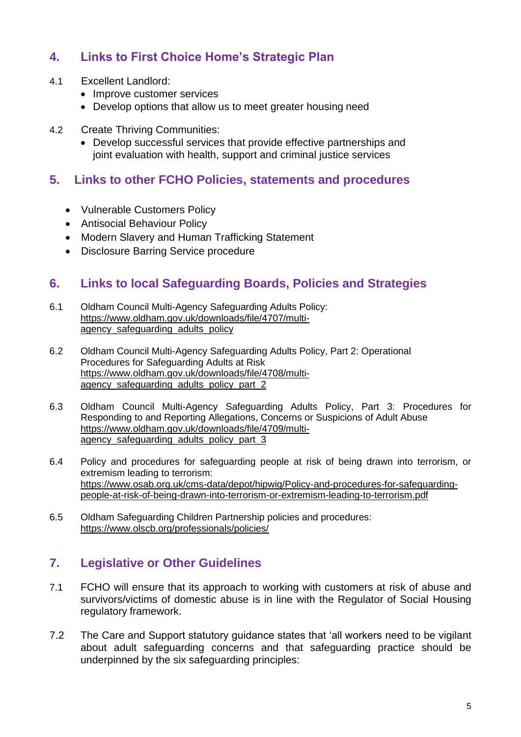## 4. Links to First Choice Home's Strategic Plan

4.1 Excellent Landlord:

- Improve customer services
- Develop options that allow us to meet greater housing need

4.2 Create Thriving Communities:

- Develop successful services that provide effective partnerships and joint evaluation with health, support and criminal justice services

## 5. Links to other FCHO Policies, statements and procedures

- Vulnerable Customers Policy
- Antisocial Behaviour Policy
- Modern Slavery and Human Trafficking Statement
- Disclosure Barring Service procedure

## 6. Links to local Safeguarding Boards, Policies and Strategies

6.1 Oldham Council Multi-Agency Safeguarding Adults Policy: https://www.oldham.gov.uk/downloads/file/4707/multi-agency_safeguarding_adults_policy

6.2 Oldham Council Multi-Agency Safeguarding Adults Policy, Part 2: Operational Procedures for Safeguarding Adults at Risk https://www.oldham.gov.uk/downloads/file/4708/multi-agency_safeguarding_adults_policy_part_2

6.3 Oldham Council Multi-Agency Safeguarding Adults Policy, Part 3: Procedures for Responding to and Reporting Allegations, Concerns or Suspicions of Adult Abuse https://www.oldham.gov.uk/downloads/file/4709/multi-agency_safeguarding_adults_policy_part_3

6.4 Policy and procedures for safeguarding people at risk of being drawn into terrorism, or extremism leading to terrorism: https://www.osab.org.uk/cms-data/depot/hipwig/Policy-and-procedures-for-safeguarding-people-at-risk-of-being-drawn-into-terrorism-or-extremism-leading-to-terrorism.pdf

6.5 Oldham Safeguarding Children Partnership policies and procedures: https://www.olscb.org/professionals/policies/

## 7. Legislative or Other Guidelines

7.1 FCHO will ensure that its approach to working with customers at risk of abuse and survivors/victims of domestic abuse is in line with the Regulator of Social Housing regulatory framework.

7.2 The Care and Support statutory guidance states that 'all workers need to be vigilant about adult safeguarding concerns and that safeguarding practice should be underpinned by the six safeguarding principles: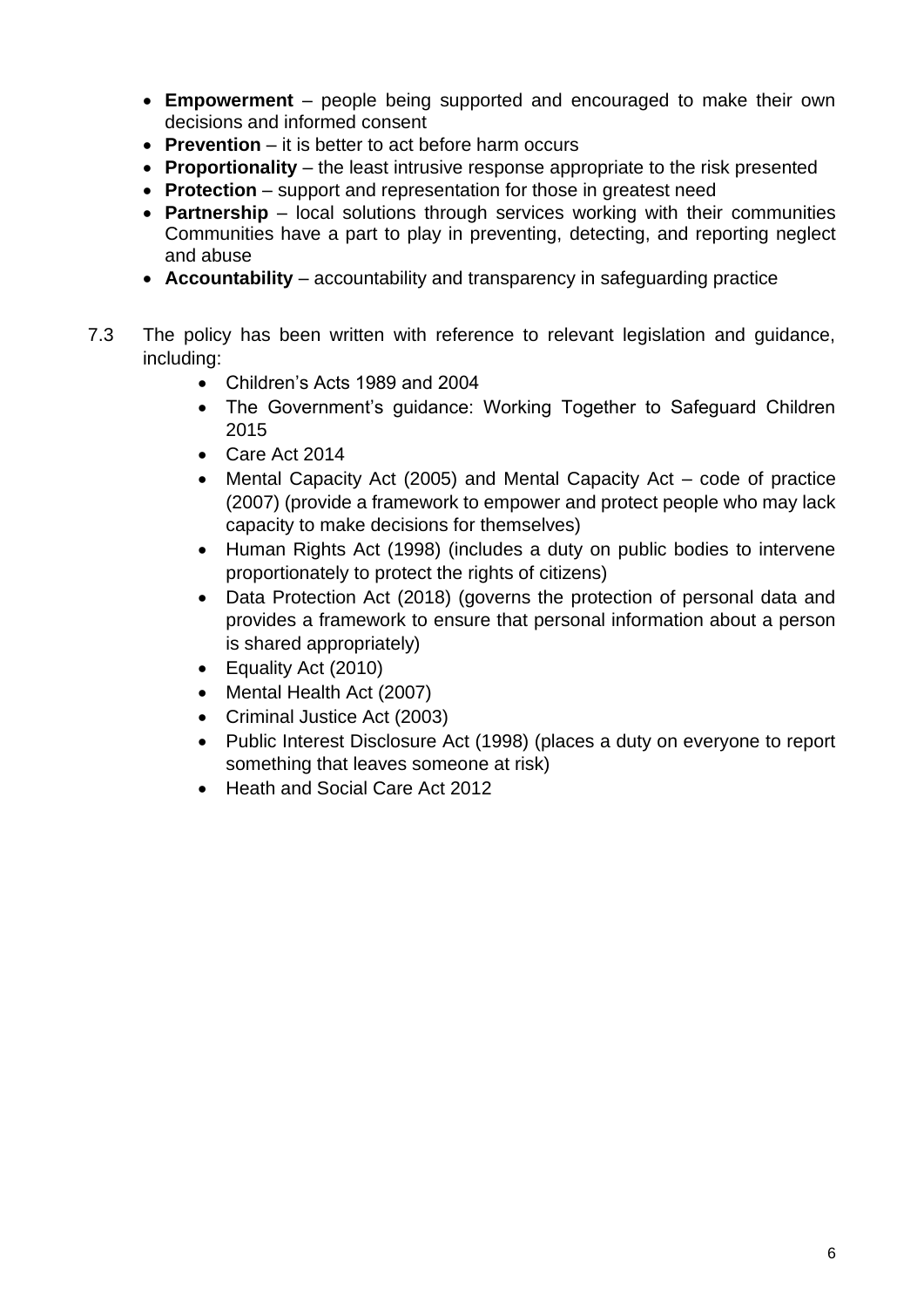- **Empowerment** – people being supported and encouraged to make their own decisions and informed consent
- **Prevention** – it is better to act before harm occurs
- **Proportionality** – the least intrusive response appropriate to the risk presented
- **Protection** – support and representation for those in greatest need
- **Partnership** – local solutions through services working with their communities Communities have a part to play in preventing, detecting, and reporting neglect and abuse
- **Accountability** – accountability and transparency in safeguarding practice

7.3 The policy has been written with reference to relevant legislation and guidance, including:

- Children's Acts 1989 and 2004
- The Government's guidance: Working Together to Safeguard Children 2015
- Care Act 2014
- Mental Capacity Act (2005) and Mental Capacity Act – code of practice (2007) (provide a framework to empower and protect people who may lack capacity to make decisions for themselves)
- Human Rights Act (1998) (includes a duty on public bodies to intervene proportionately to protect the rights of citizens)
- Data Protection Act (2018) (governs the protection of personal data and provides a framework to ensure that personal information about a person is shared appropriately)
- Equality Act (2010)
- Mental Health Act (2007)
- Criminal Justice Act (2003)
- Public Interest Disclosure Act (1998) (places a duty on everyone to report something that leaves someone at risk)
- Heath and Social Care Act 2012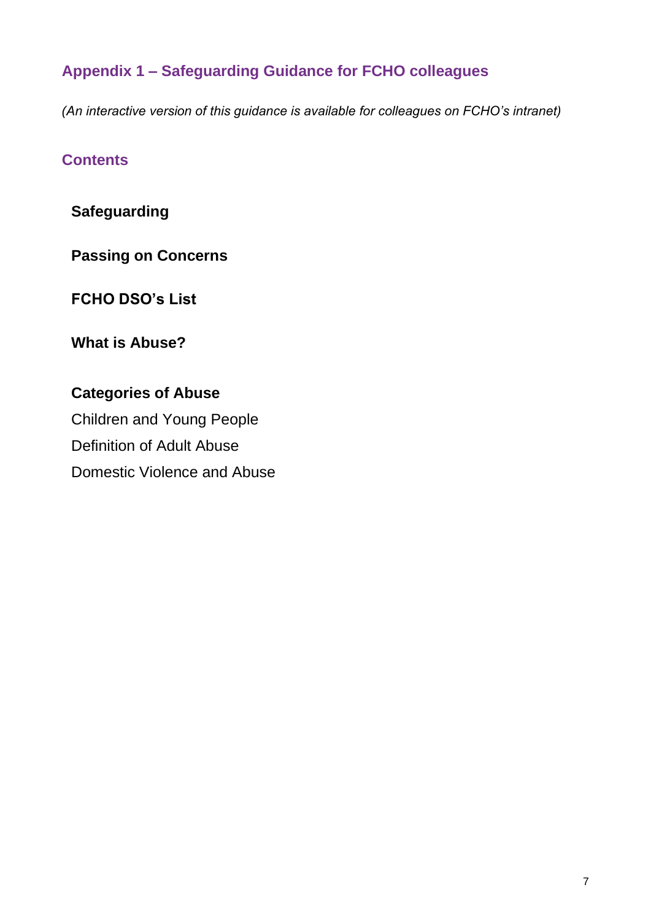## Appendix 1 – Safeguarding Guidance for FCHO colleagues

*(An interactive version of this guidance is available for colleagues on FCHO's intranet)*

## Contents

**Safeguarding**

**Passing on Concerns**

**FCHO DSO's List**

**What is Abuse?**

**Categories of Abuse**
Children and Young People
Definition of Adult Abuse
Domestic Violence and Abuse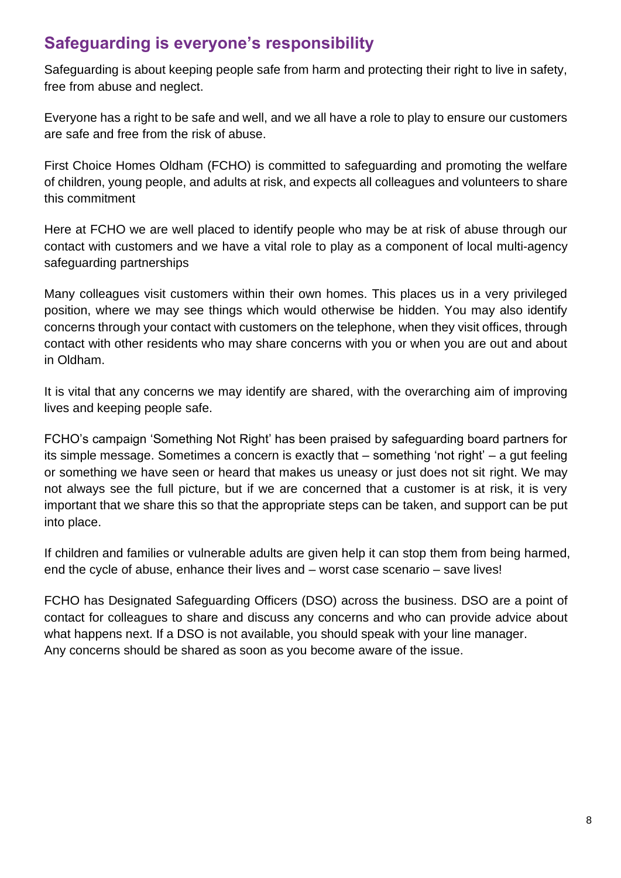## Safeguarding is everyone's responsibility

Safeguarding is about keeping people safe from harm and protecting their right to live in safety, free from abuse and neglect.

Everyone has a right to be safe and well, and we all have a role to play to ensure our customers are safe and free from the risk of abuse.

First Choice Homes Oldham (FCHO) is committed to safeguarding and promoting the welfare of children, young people, and adults at risk, and expects all colleagues and volunteers to share this commitment

Here at FCHO we are well placed to identify people who may be at risk of abuse through our contact with customers and we have a vital role to play as a component of local multi-agency safeguarding partnerships

Many colleagues visit customers within their own homes. This places us in a very privileged position, where we may see things which would otherwise be hidden. You may also identify concerns through your contact with customers on the telephone, when they visit offices, through contact with other residents who may share concerns with you or when you are out and about in Oldham.

It is vital that any concerns we may identify are shared, with the overarching aim of improving lives and keeping people safe.

FCHO's campaign 'Something Not Right' has been praised by safeguarding board partners for its simple message. Sometimes a concern is exactly that – something 'not right' – a gut feeling or something we have seen or heard that makes us uneasy or just does not sit right. We may not always see the full picture, but if we are concerned that a customer is at risk, it is very important that we share this so that the appropriate steps can be taken, and support can be put into place.

If children and families or vulnerable adults are given help it can stop them from being harmed, end the cycle of abuse, enhance their lives and – worst case scenario – save lives!

FCHO has Designated Safeguarding Officers (DSO) across the business. DSO are a point of contact for colleagues to share and discuss any concerns and who can provide advice about what happens next. If a DSO is not available, you should speak with your line manager.
Any concerns should be shared as soon as you become aware of the issue.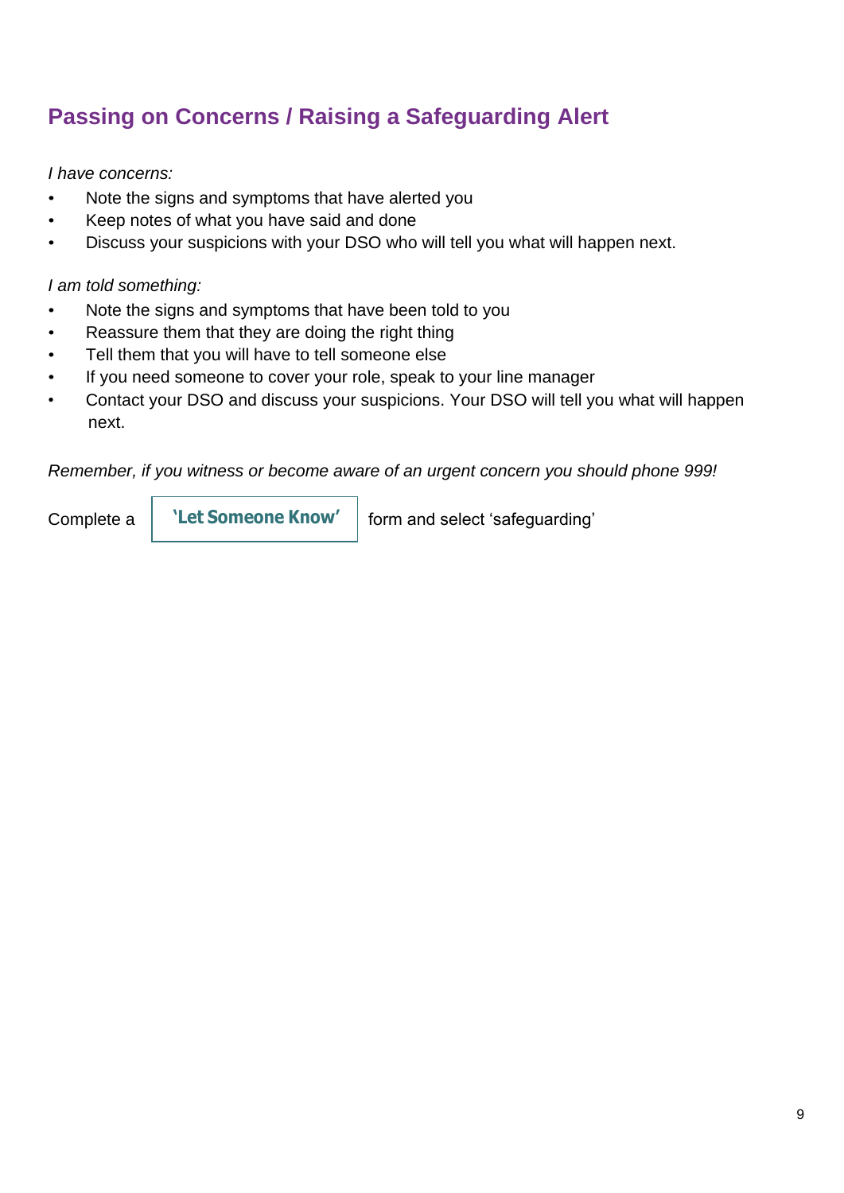## Passing on Concerns / Raising a Safeguarding Alert

*I have concerns:*

- Note the signs and symptoms that have alerted you
- Keep notes of what you have said and done
- Discuss your suspicions with your DSO who will tell you what will happen next.

*I am told something:*

- Note the signs and symptoms that have been told to you
- Reassure them that they are doing the right thing
- Tell them that you will have to tell someone else
- If you need someone to cover your role, speak to your line manager
- Contact your DSO and discuss your suspicions. Your DSO will tell you what will happen next.

*Remember, if you witness or become aware of an urgent concern you should phone 999!*

Complete a **'Let Someone Know'** form and select 'safeguarding'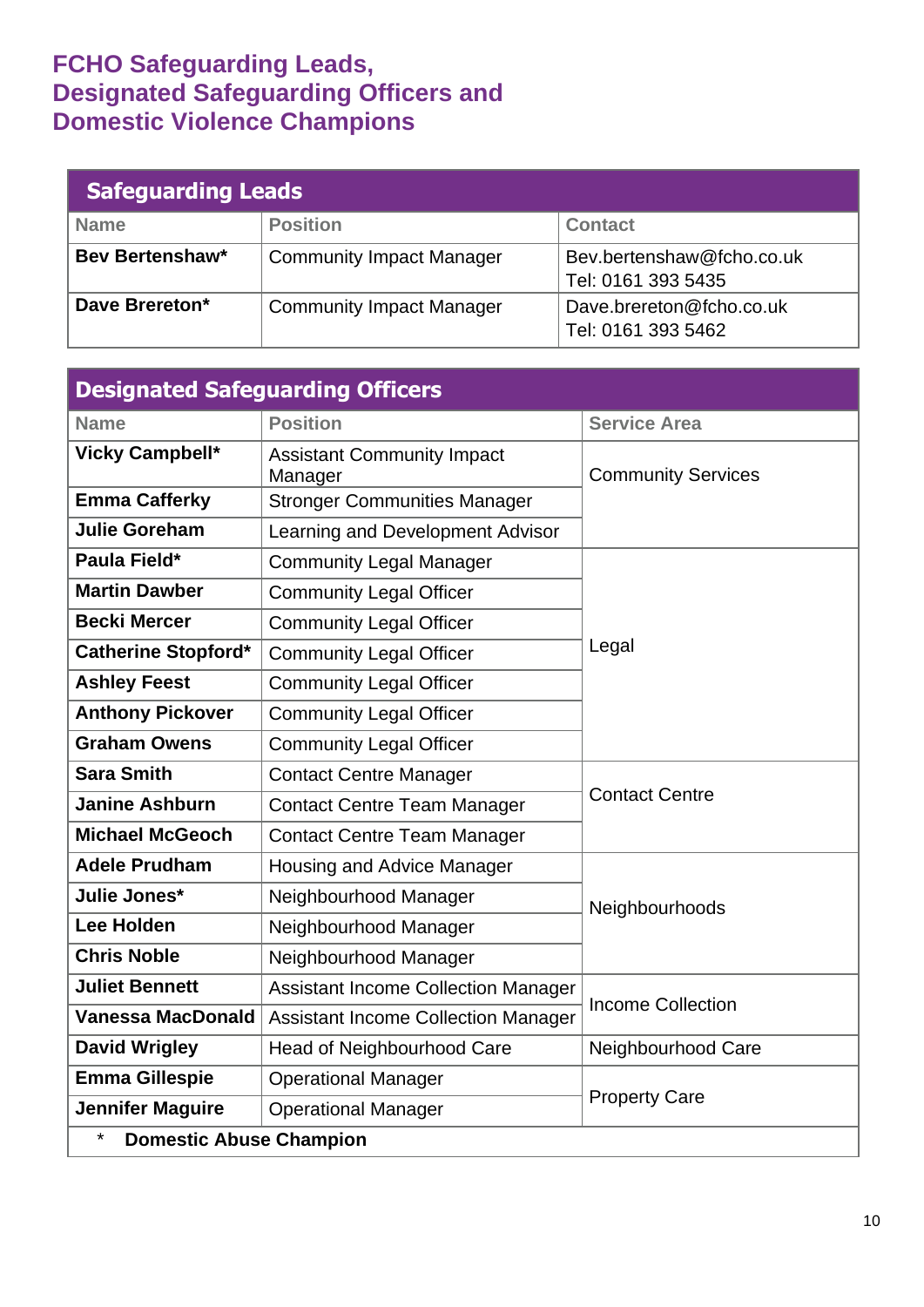## FCHO Safeguarding Leads, Designated Safeguarding Officers and Domestic Violence Champions

| Safeguarding Leads | | |
|---|---|---|
| **Name** | **Position** | **Contact** |
| **Bev Bertenshaw*** | Community Impact Manager | Bev.bertenshaw@fcho.co.uk<br>Tel: 0161 393 5435 |
| **Dave Brereton*** | Community Impact Manager | Dave.brereton@fcho.co.uk<br>Tel: 0161 393 5462 |

| Designated Safeguarding Officers | | |
|---|---|---|
| **Name** | **Position** | **Service Area** |
| **Vicky Campbell*** | Assistant Community Impact Manager | Community Services |
| **Emma Cafferky** | Stronger Communities Manager | |
| **Julie Goreham** | Learning and Development Advisor | |
| **Paula Field*** | Community Legal Manager | Legal |
| **Martin Dawber** | Community Legal Officer | |
| **Becki Mercer** | Community Legal Officer | |
| **Catherine Stopford*** | Community Legal Officer | |
| **Ashley Feest** | Community Legal Officer | |
| **Anthony Pickover** | Community Legal Officer | |
| **Graham Owens** | Community Legal Officer | |
| **Sara Smith** | Contact Centre Manager | Contact Centre |
| **Janine Ashburn** | Contact Centre Team Manager | |
| **Michael McGeoch** | Contact Centre Team Manager | |
| **Adele Prudham** | Housing and Advice Manager | Neighbourhoods |
| **Julie Jones*** | Neighbourhood Manager | |
| **Lee Holden** | Neighbourhood Manager | |
| **Chris Noble** | Neighbourhood Manager | |
| **Juliet Bennett** | Assistant Income Collection Manager | Income Collection |
| **Vanessa MacDonald** | Assistant Income Collection Manager | |
| **David Wrigley** | Head of Neighbourhood Care | Neighbourhood Care |
| **Emma Gillespie** | Operational Manager | Property Care |
| **Jennifer Maguire** | Operational Manager | |

\* **Domestic Abuse Champion**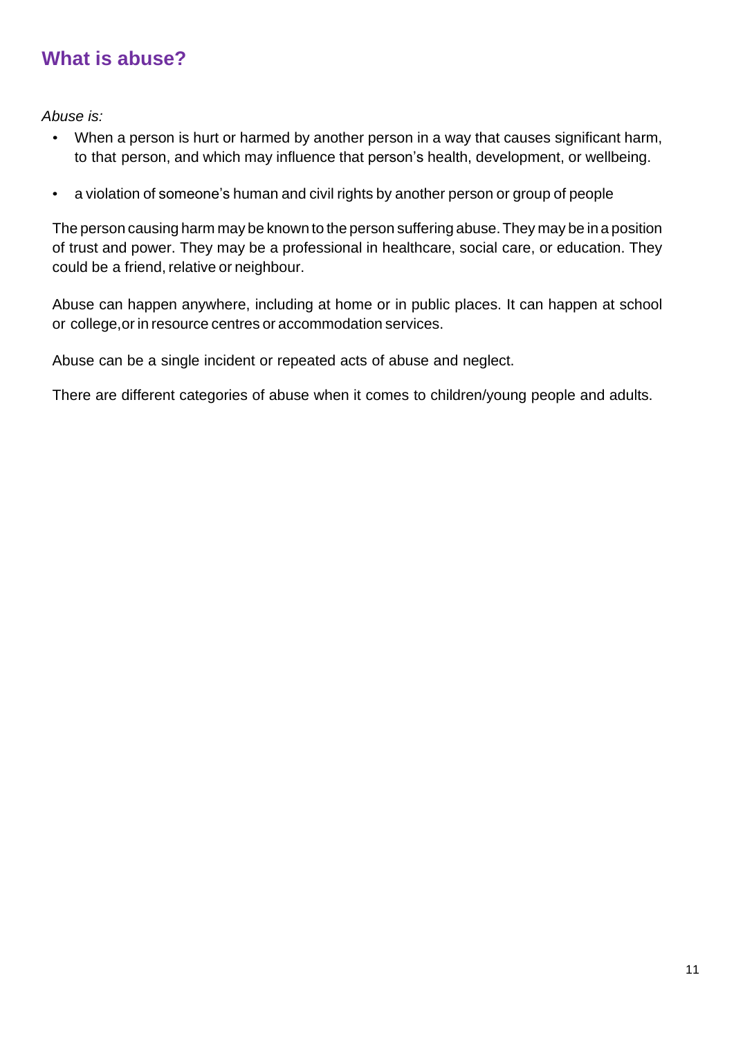## What is abuse?

*Abuse is:*

- When a person is hurt or harmed by another person in a way that causes significant harm, to that person, and which may influence that person's health, development, or wellbeing.
- a violation of someone's human and civil rights by another person or group of people

The person causing harm may be known to the person suffering abuse. They may be in a position of trust and power. They may be a professional in healthcare, social care, or education. They could be a friend, relative or neighbour.

Abuse can happen anywhere, including at home or in public places. It can happen at school or college,or in resource centres or accommodation services.

Abuse can be a single incident or repeated acts of abuse and neglect.

There are different categories of abuse when it comes to children/young people and adults.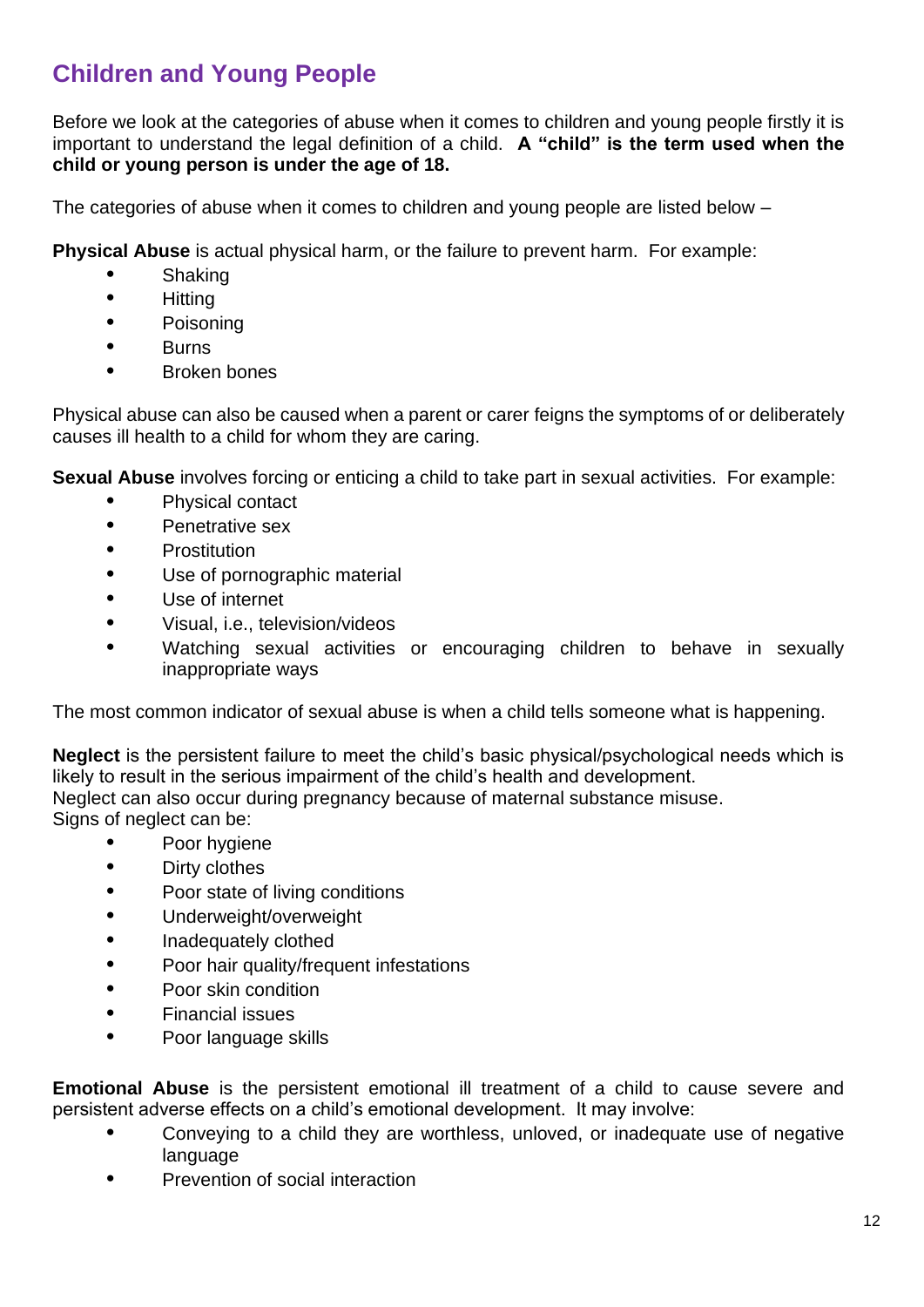## Children and Young People

Before we look at the categories of abuse when it comes to children and young people firstly it is important to understand the legal definition of a child. **A "child" is the term used when the child or young person is under the age of 18.**

The categories of abuse when it comes to children and young people are listed below –

**Physical Abuse** is actual physical harm, or the failure to prevent harm. For example:

- Shaking
- Hitting
- Poisoning
- Burns
- Broken bones

Physical abuse can also be caused when a parent or carer feigns the symptoms of or deliberately causes ill health to a child for whom they are caring.

**Sexual Abuse** involves forcing or enticing a child to take part in sexual activities. For example:

- Physical contact
- Penetrative sex
- Prostitution
- Use of pornographic material
- Use of internet
- Visual, i.e., television/videos
- Watching sexual activities or encouraging children to behave in sexually inappropriate ways

The most common indicator of sexual abuse is when a child tells someone what is happening.

**Neglect** is the persistent failure to meet the child's basic physical/psychological needs which is likely to result in the serious impairment of the child's health and development.
Neglect can also occur during pregnancy because of maternal substance misuse.
Signs of neglect can be:

- Poor hygiene
- Dirty clothes
- Poor state of living conditions
- Underweight/overweight
- Inadequately clothed
- Poor hair quality/frequent infestations
- Poor skin condition
- Financial issues
- Poor language skills

**Emotional Abuse** is the persistent emotional ill treatment of a child to cause severe and persistent adverse effects on a child's emotional development. It may involve:

- Conveying to a child they are worthless, unloved, or inadequate use of negative language
- Prevention of social interaction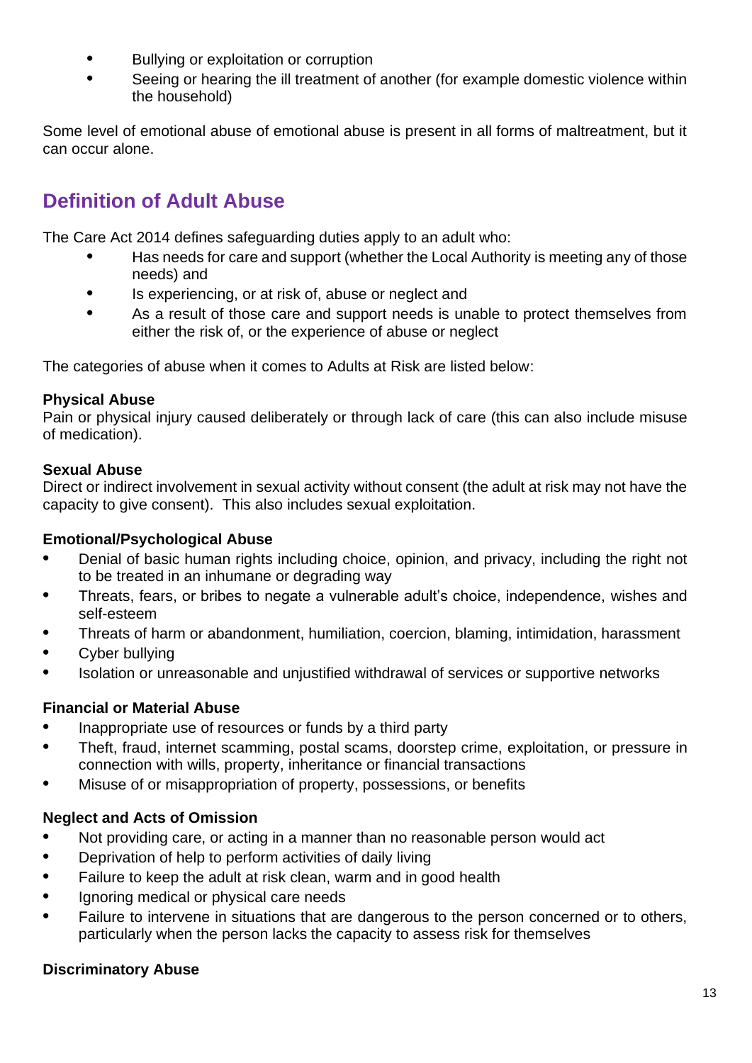- Bullying or exploitation or corruption
- Seeing or hearing the ill treatment of another (for example domestic violence within the household)

Some level of emotional abuse of emotional abuse is present in all forms of maltreatment, but it can occur alone.

## Definition of Adult Abuse

The Care Act 2014 defines safeguarding duties apply to an adult who:

- Has needs for care and support (whether the Local Authority is meeting any of those needs) and
- Is experiencing, or at risk of, abuse or neglect and
- As a result of those care and support needs is unable to protect themselves from either the risk of, or the experience of abuse or neglect

The categories of abuse when it comes to Adults at Risk are listed below:

**Physical Abuse**
Pain or physical injury caused deliberately or through lack of care (this can also include misuse of medication).

**Sexual Abuse**
Direct or indirect involvement in sexual activity without consent (the adult at risk may not have the capacity to give consent). This also includes sexual exploitation.

**Emotional/Psychological Abuse**

- Denial of basic human rights including choice, opinion, and privacy, including the right not to be treated in an inhumane or degrading way
- Threats, fears, or bribes to negate a vulnerable adult's choice, independence, wishes and self-esteem
- Threats of harm or abandonment, humiliation, coercion, blaming, intimidation, harassment
- Cyber bullying
- Isolation or unreasonable and unjustified withdrawal of services or supportive networks

**Financial or Material Abuse**

- Inappropriate use of resources or funds by a third party
- Theft, fraud, internet scamming, postal scams, doorstep crime, exploitation, or pressure in connection with wills, property, inheritance or financial transactions
- Misuse of or misappropriation of property, possessions, or benefits

**Neglect and Acts of Omission**

- Not providing care, or acting in a manner than no reasonable person would act
- Deprivation of help to perform activities of daily living
- Failure to keep the adult at risk clean, warm and in good health
- Ignoring medical or physical care needs
- Failure to intervene in situations that are dangerous to the person concerned or to others, particularly when the person lacks the capacity to assess risk for themselves

**Discriminatory Abuse**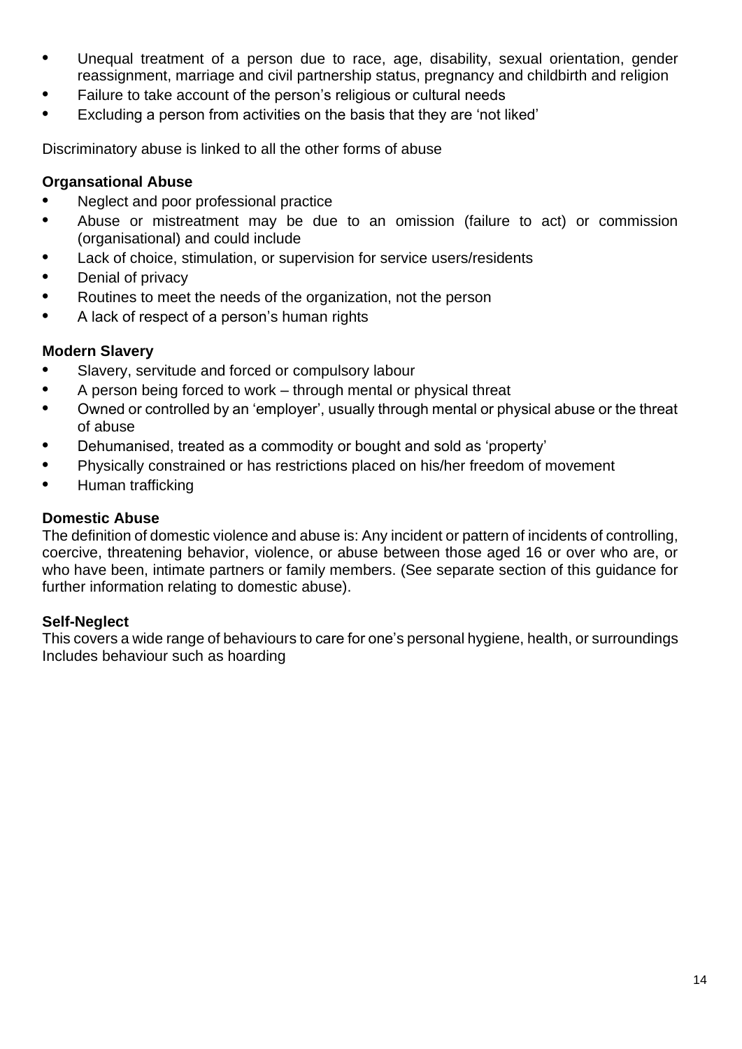- Unequal treatment of a person due to race, age, disability, sexual orientation, gender reassignment, marriage and civil partnership status, pregnancy and childbirth and religion
- Failure to take account of the person's religious or cultural needs
- Excluding a person from activities on the basis that they are 'not liked'

Discriminatory abuse is linked to all the other forms of abuse

**Organsational Abuse**

- Neglect and poor professional practice
- Abuse or mistreatment may be due to an omission (failure to act) or commission (organisational) and could include
- Lack of choice, stimulation, or supervision for service users/residents
- Denial of privacy
- Routines to meet the needs of the organization, not the person
- A lack of respect of a person's human rights

**Modern Slavery**

- Slavery, servitude and forced or compulsory labour
- A person being forced to work – through mental or physical threat
- Owned or controlled by an 'employer', usually through mental or physical abuse or the threat of abuse
- Dehumanised, treated as a commodity or bought and sold as 'property'
- Physically constrained or has restrictions placed on his/her freedom of movement
- Human trafficking

**Domestic Abuse**

The definition of domestic violence and abuse is: Any incident or pattern of incidents of controlling, coercive, threatening behavior, violence, or abuse between those aged 16 or over who are, or who have been, intimate partners or family members. (See separate section of this guidance for further information relating to domestic abuse).

**Self-Neglect**

This covers a wide range of behaviours to care for one's personal hygiene, health, or surroundings Includes behaviour such as hoarding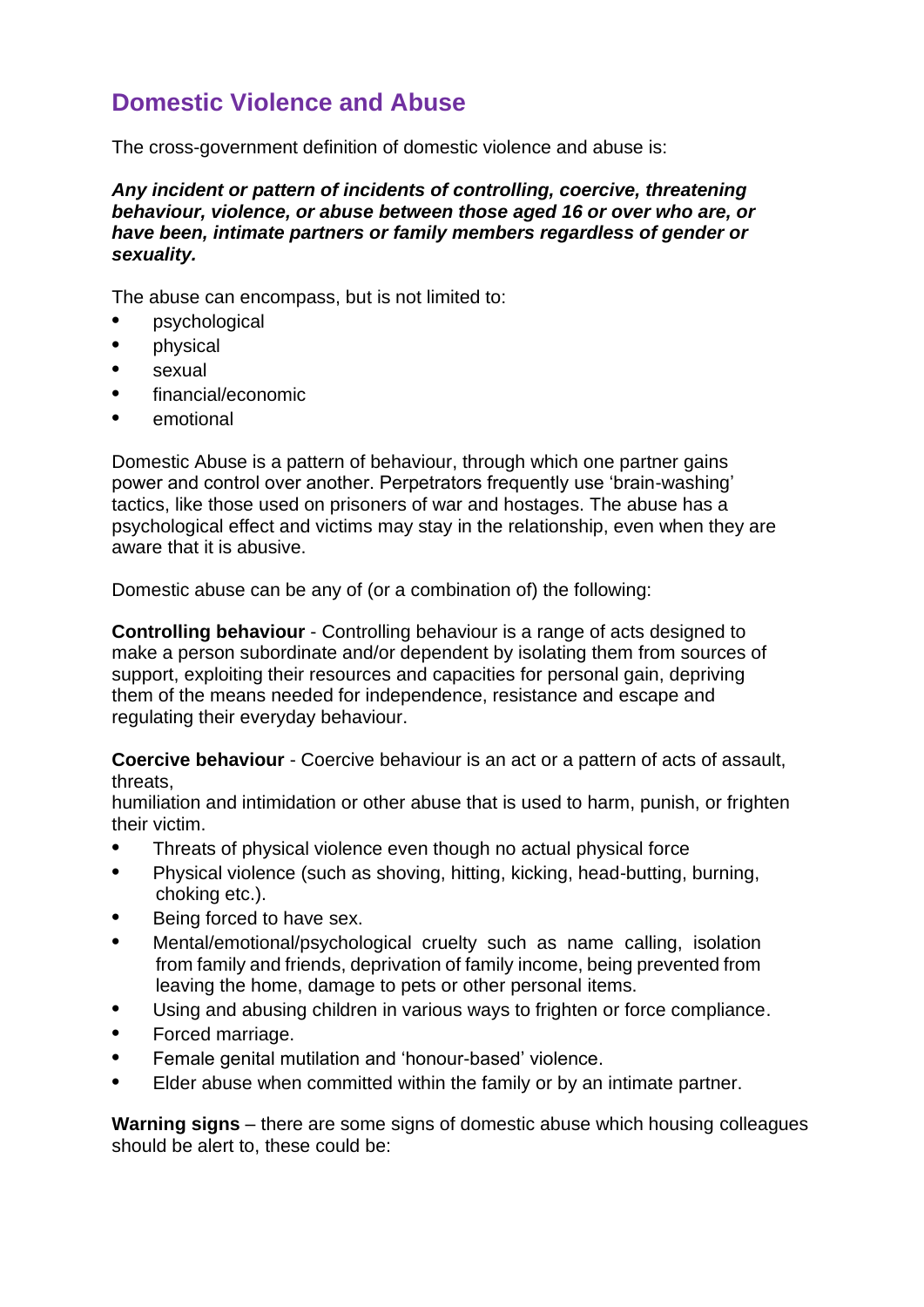## Domestic Violence and Abuse

The cross-government definition of domestic violence and abuse is:

***Any incident or pattern of incidents of controlling, coercive, threatening behaviour, violence, or abuse between those aged 16 or over who are, or have been, intimate partners or family members regardless of gender or sexuality.***

The abuse can encompass, but is not limited to:

- psychological
- physical
- sexual
- financial/economic
- emotional

Domestic Abuse is a pattern of behaviour, through which one partner gains power and control over another. Perpetrators frequently use 'brain-washing' tactics, like those used on prisoners of war and hostages. The abuse has a psychological effect and victims may stay in the relationship, even when they are aware that it is abusive.

Domestic abuse can be any of (or a combination of) the following:

**Controlling behaviour** - Controlling behaviour is a range of acts designed to make a person subordinate and/or dependent by isolating them from sources of support, exploiting their resources and capacities for personal gain, depriving them of the means needed for independence, resistance and escape and regulating their everyday behaviour.

**Coercive behaviour** - Coercive behaviour is an act or a pattern of acts of assault, threats,
humiliation and intimidation or other abuse that is used to harm, punish, or frighten their victim.

- Threats of physical violence even though no actual physical force
- Physical violence (such as shoving, hitting, kicking, head-butting, burning, choking etc.).
- Being forced to have sex.
- Mental/emotional/psychological cruelty such as name calling, isolation from family and friends, deprivation of family income, being prevented from leaving the home, damage to pets or other personal items.
- Using and abusing children in various ways to frighten or force compliance.
- Forced marriage.
- Female genital mutilation and 'honour-based' violence.
- Elder abuse when committed within the family or by an intimate partner.

**Warning signs** – there are some signs of domestic abuse which housing colleagues should be alert to, these could be: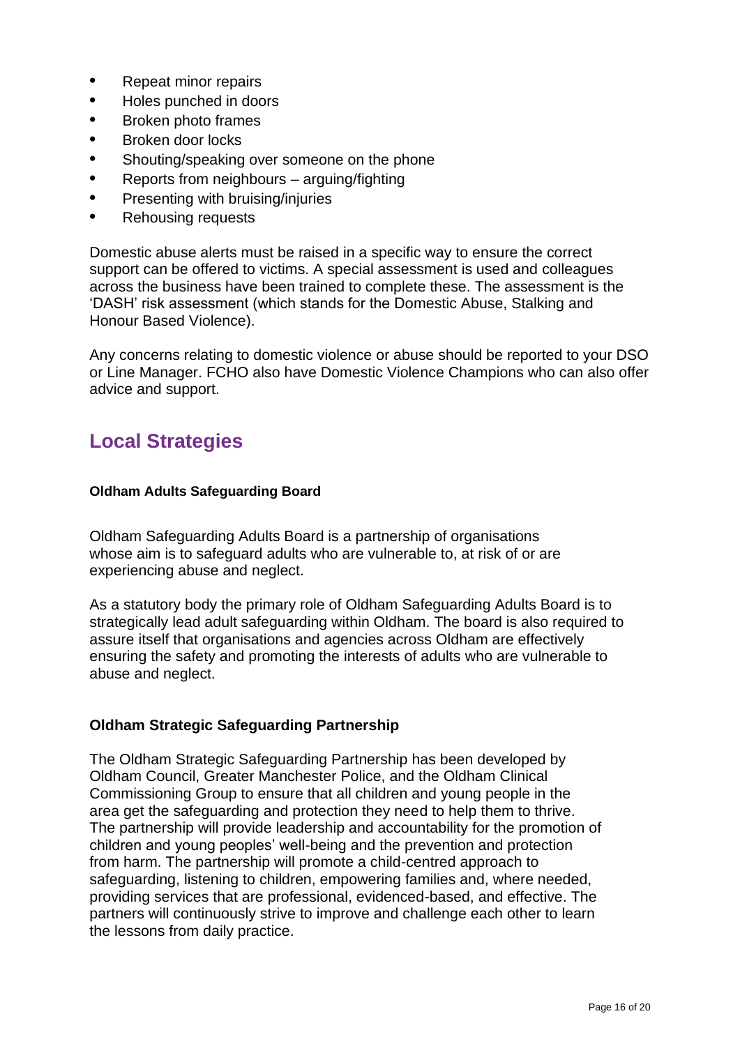- Repeat minor repairs
- Holes punched in doors
- Broken photo frames
- Broken door locks
- Shouting/speaking over someone on the phone
- Reports from neighbours – arguing/fighting
- Presenting with bruising/injuries
- Rehousing requests

Domestic abuse alerts must be raised in a specific way to ensure the correct support can be offered to victims. A special assessment is used and colleagues across the business have been trained to complete these. The assessment is the 'DASH' risk assessment (which stands for the Domestic Abuse, Stalking and Honour Based Violence).

Any concerns relating to domestic violence or abuse should be reported to your DSO or Line Manager. FCHO also have Domestic Violence Champions who can also offer advice and support.

## Local Strategies

**Oldham Adults Safeguarding Board**

Oldham Safeguarding Adults Board is a partnership of organisations whose aim is to safeguard adults who are vulnerable to, at risk of or are experiencing abuse and neglect.

As a statutory body the primary role of Oldham Safeguarding Adults Board is to strategically lead adult safeguarding within Oldham. The board is also required to assure itself that organisations and agencies across Oldham are effectively ensuring the safety and promoting the interests of adults who are vulnerable to abuse and neglect.

**Oldham Strategic Safeguarding Partnership**

The Oldham Strategic Safeguarding Partnership has been developed by Oldham Council, Greater Manchester Police, and the Oldham Clinical Commissioning Group to ensure that all children and young people in the area get the safeguarding and protection they need to help them to thrive. The partnership will provide leadership and accountability for the promotion of children and young peoples' well-being and the prevention and protection from harm. The partnership will promote a child-centred approach to safeguarding, listening to children, empowering families and, where needed, providing services that are professional, evidenced-based, and effective. The partners will continuously strive to improve and challenge each other to learn the lessons from daily practice.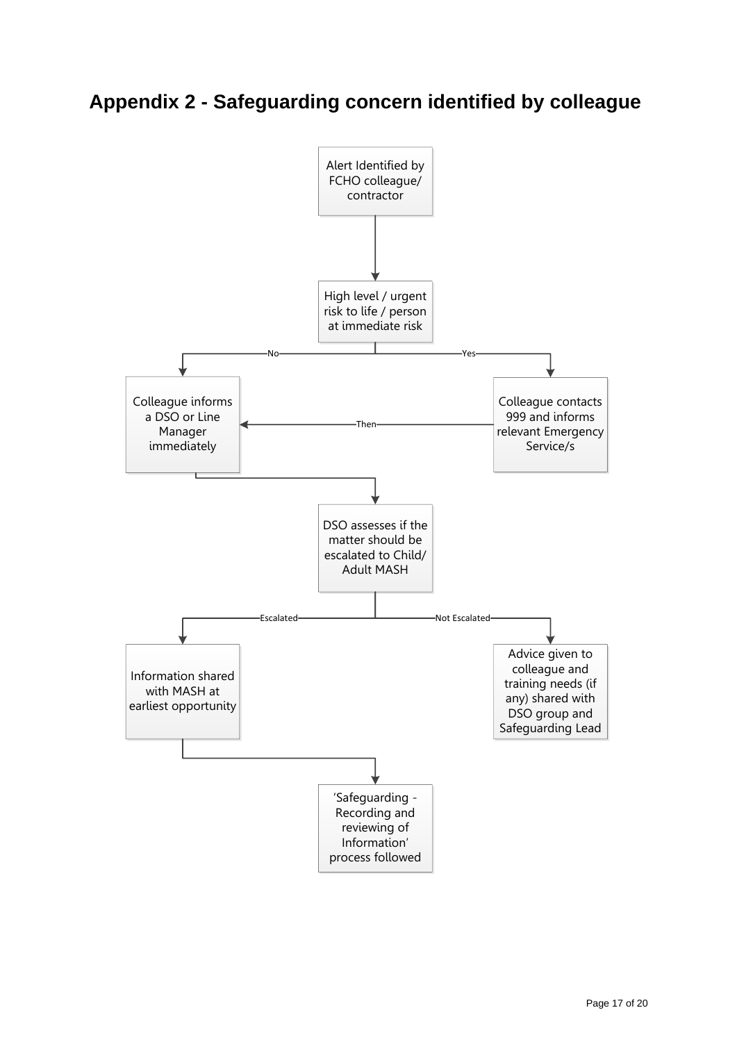# Appendix 2 - Safeguarding concern identified by colleague

Alert Identified by FCHO colleague/ contractor

High level / urgent risk to life / person at immediate risk

No

Yes

Colleague informs a DSO or Line Manager immediately

Then

Colleague contacts 999 and informs relevant Emergency Service/s

DSO assesses if the matter should be escalated to Child/ Adult MASH

Escalated

Not Escalated

Information shared with MASH at earliest opportunity

Advice given to colleague and training needs (if any) shared with DSO group and Safeguarding Lead

'Safeguarding - Recording and reviewing of Information' process followed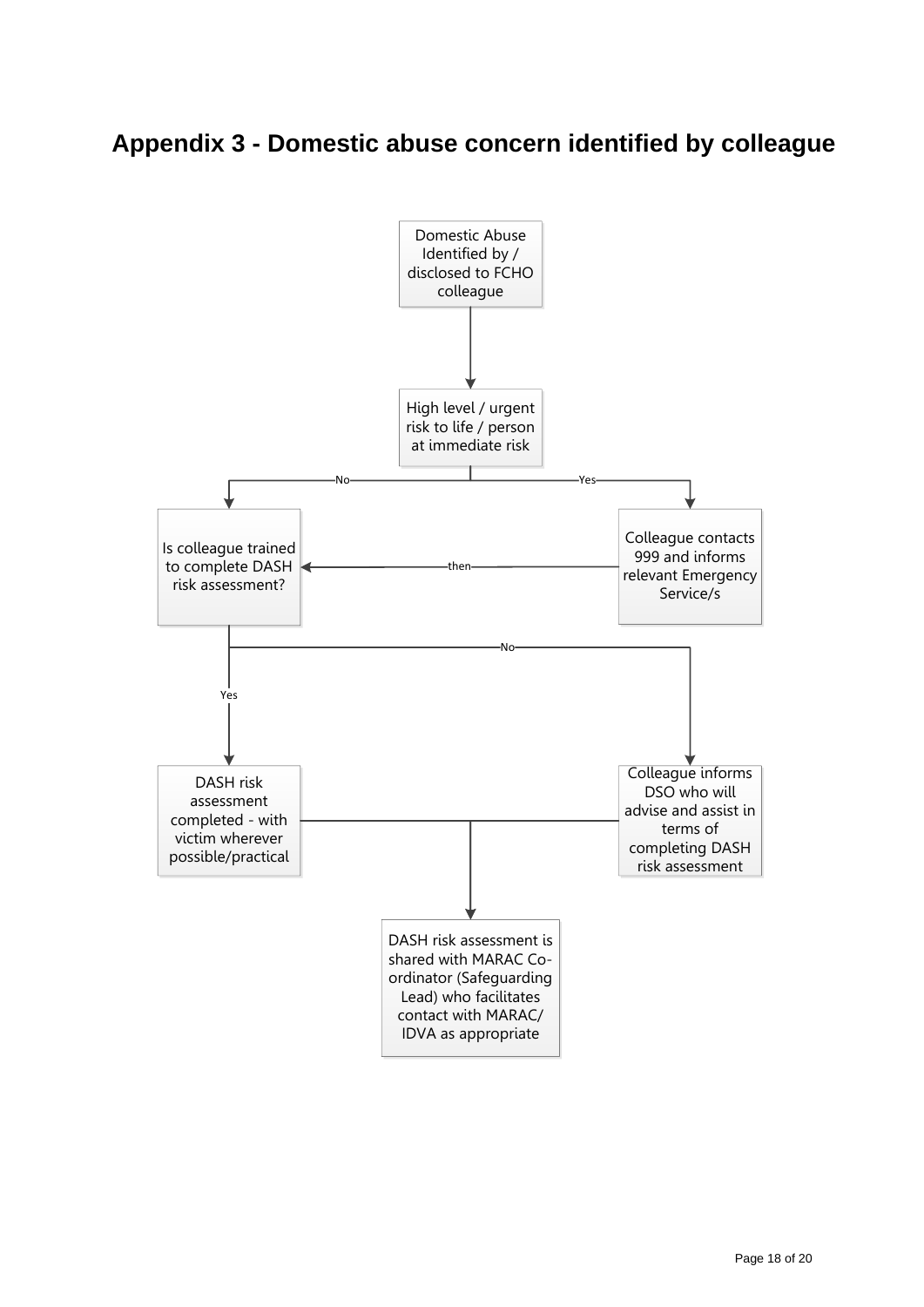# Appendix 3 - Domestic abuse concern identified by colleague

Domestic Abuse Identified by / disclosed to FCHO colleague

High level / urgent risk to life / person at immediate risk

No

Yes

Is colleague trained to complete DASH risk assessment?

then

Colleague contacts 999 and informs relevant Emergency Service/s

No

Yes

DASH risk assessment completed - with victim wherever possible/practical

Colleague informs DSO who will advise and assist in terms of completing DASH risk assessment

DASH risk assessment is shared with MARAC Co-ordinator (Safeguarding Lead) who facilitates contact with MARAC/ IDVA as appropriate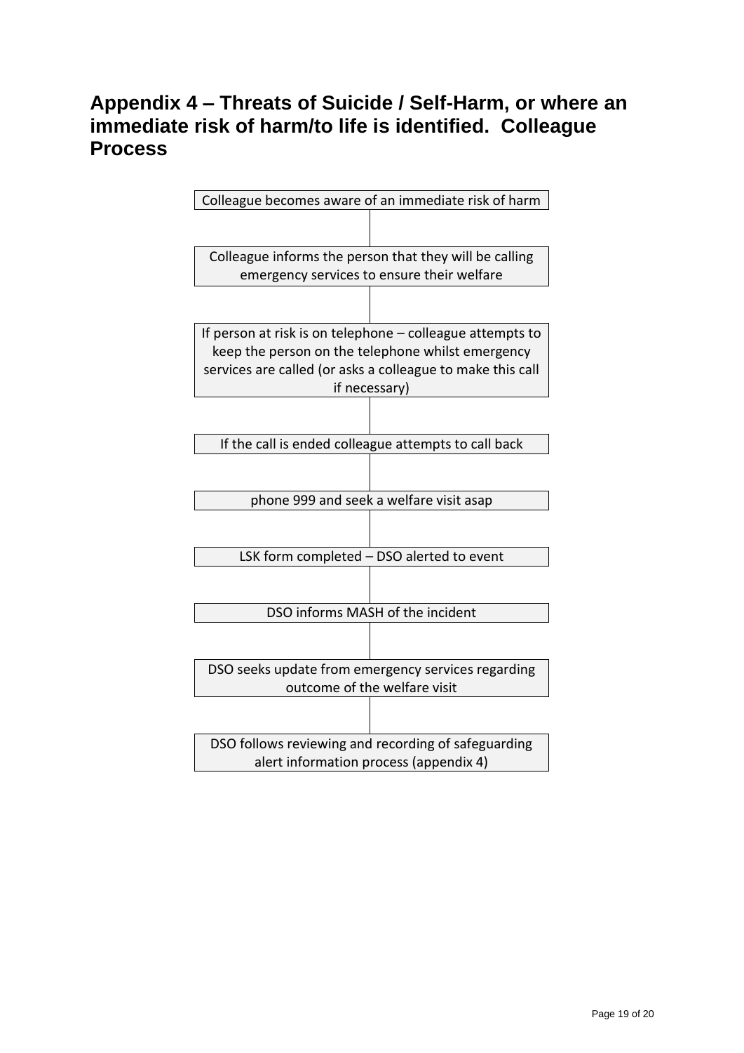## Appendix 4 – Threats of Suicide / Self-Harm, or where an immediate risk of harm/to life is identified. Colleague Process

Colleague becomes aware of an immediate risk of harm

↓

Colleague informs the person that they will be calling emergency services to ensure their welfare

↓

If person at risk is on telephone – colleague attempts to keep the person on the telephone whilst emergency services are called (or asks a colleague to make this call if necessary)

↓

If the call is ended colleague attempts to call back

↓

phone 999 and seek a welfare visit asap

↓

LSK form completed – DSO alerted to event

↓

DSO informs MASH of the incident

↓

DSO seeks update from emergency services regarding outcome of the welfare visit

↓

DSO follows reviewing and recording of safeguarding alert information process (appendix 4)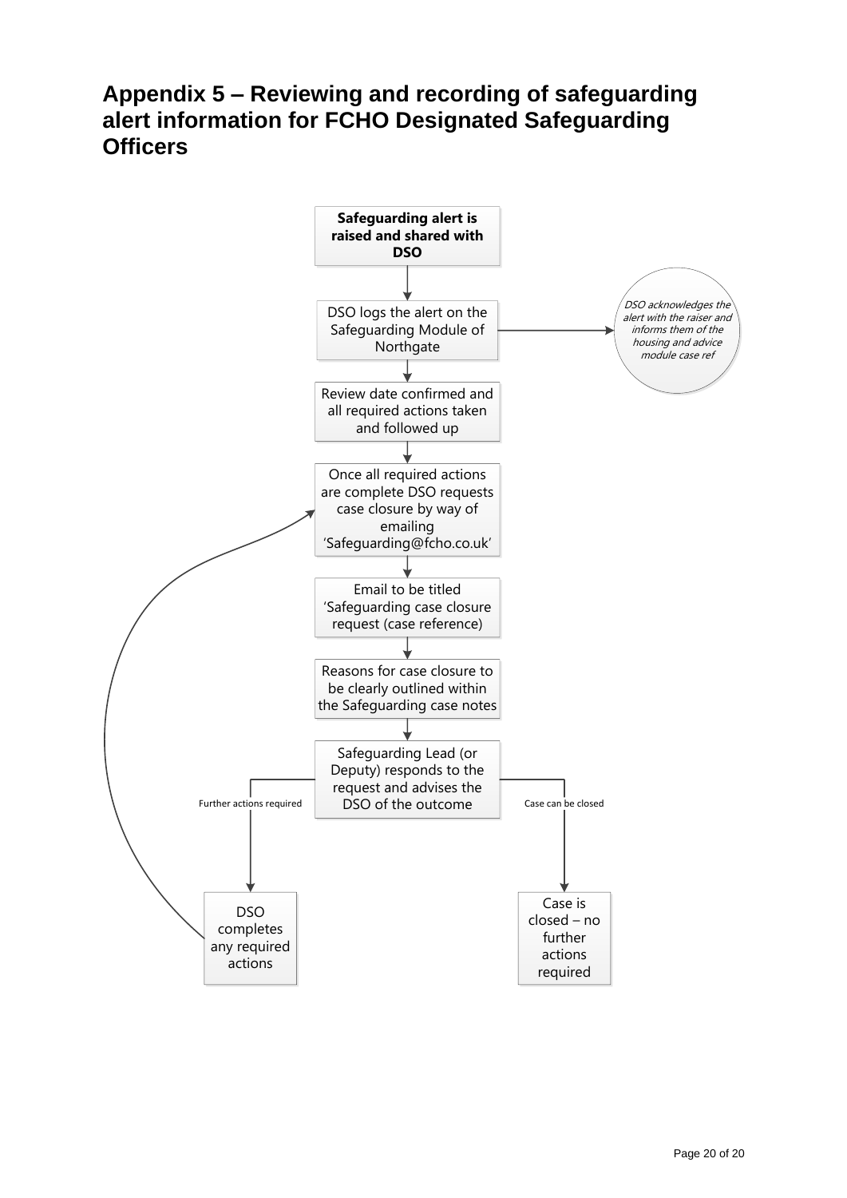# Appendix 5 – Reviewing and recording of safeguarding alert information for FCHO Designated Safeguarding Officers

**Safeguarding alert is raised and shared with DSO**

DSO logs the alert on the Safeguarding Module of Northgate

*DSO acknowledges the alert with the raiser and informs them of the housing and advice module case ref*

Review date confirmed and all required actions taken and followed up

Once all required actions are complete DSO requests case closure by way of emailing 'Safeguarding@fcho.co.uk'

Email to be titled 'Safeguarding case closure request (case reference)

Reasons for case closure to be clearly outlined within the Safeguarding case notes

Safeguarding Lead (or Deputy) responds to the request and advises the DSO of the outcome

Further actions required

DSO completes any required actions

Case can be closed

Case is closed – no further actions required